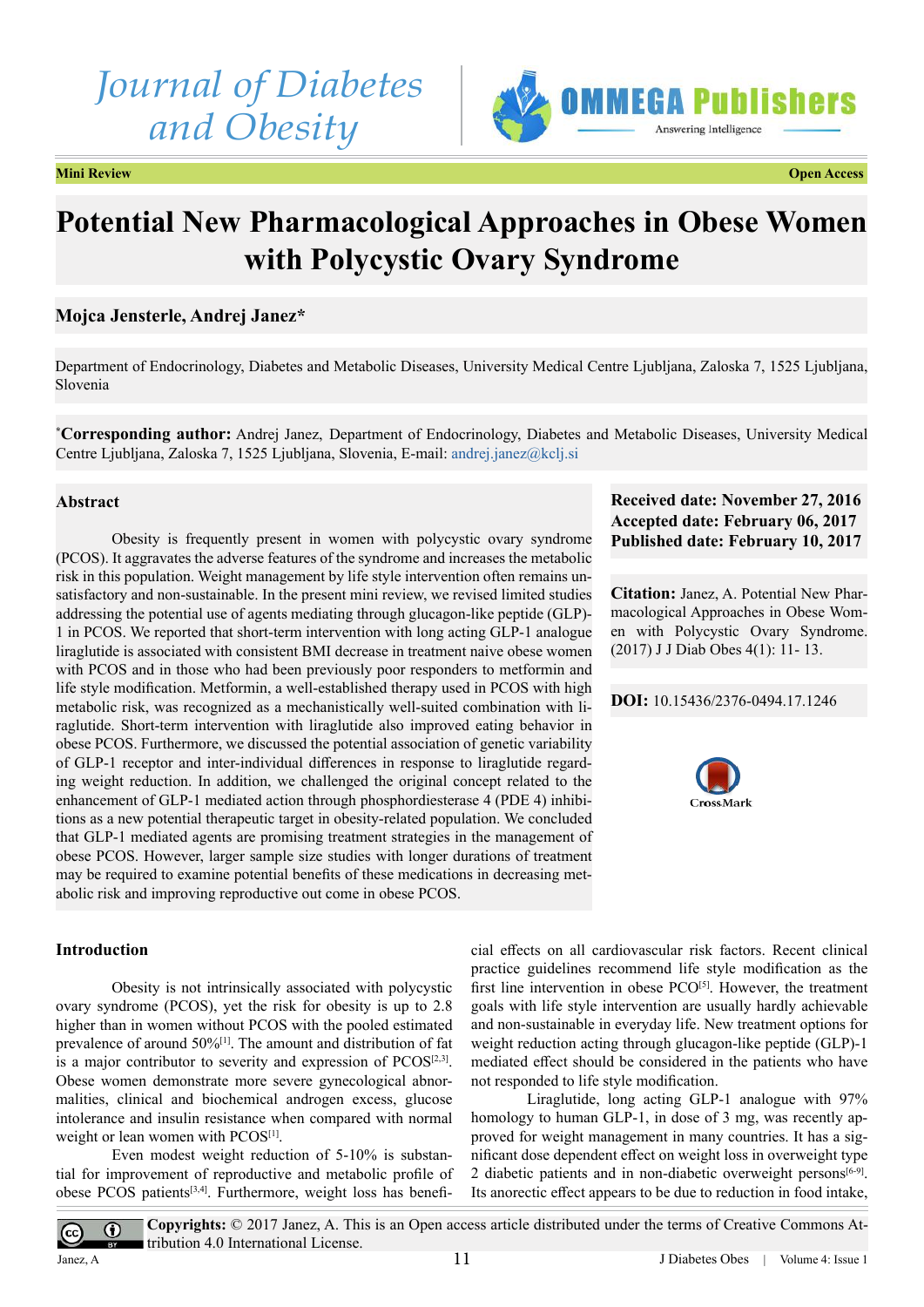Journal of Diabetes and Obesity

**Mini Review** **Open Access**

# Potential New Pharmacological Approaches in Obese Women with Polycystic Ovary Syndrome

**Mojca Jensterle, Andrej Janez***

Department of Endocrinology, Diabetes and Metabolic Diseases, University Medical Centre Ljubljana, Zaloska 7, 1525 Ljubljana, Slovenia

*__Corresponding author:__ Andrej Janez, Department of Endocrinology, Diabetes and Metabolic Diseases, University Medical Centre Ljubljana, Zaloska 7, 1525 Ljubljana, Slovenia, E-mail: andrej.janez@kclj.si

**Received date: November 27, 2016**
**Accepted date: February 06, 2017**
**Published date: February 10, 2017**

**Citation:** Janez, A. Potential New Pharmacological Approaches in Obese Women with Polycystic Ovary Syndrome. (2017) J J Diab Obes 4(1): 11- 13.

**DOI:** 10.15436/2376-0494.17.1246

## Abstract

Obesity is frequently present in women with polycystic ovary syndrome (PCOS). It aggravates the adverse features of the syndrome and increases the metabolic risk in this population. Weight management by life style intervention often remains unsatisfactory and non-sustainable. In the present mini review, we revised limited studies addressing the potential use of agents mediating through glucagon-like peptide (GLP)-1 in PCOS. We reported that short-term intervention with long acting GLP-1 analogue liraglutide is associated with consistent BMI decrease in treatment naive obese women with PCOS and in those who had been previously poor responders to metformin and life style modification. Metformin, a well-established therapy used in PCOS with high metabolic risk, was recognized as a mechanistically well-suited combination with liraglutide. Short-term intervention with liraglutide also improved eating behavior in obese PCOS. Furthermore, we discussed the potential association of genetic variability of GLP-1 receptor and inter-individual differences in response to liraglutide regarding weight reduction. In addition, we challenged the original concept related to the enhancement of GLP-1 mediated action through phosphordiesterase 4 (PDE 4) inhibitions as a new potential therapeutic target in obesity-related population. We concluded that GLP-1 mediated agents are promising treatment strategies in the management of obese PCOS. However, larger sample size studies with longer durations of treatment may be required to examine potential benefits of these medications in decreasing metabolic risk and improving reproductive out come in obese PCOS.

## Introduction

Obesity is not intrinsically associated with polycystic ovary syndrome (PCOS), yet the risk for obesity is up to 2.8 higher than in women without PCOS with the pooled estimated prevalence of around 50%[1]. The amount and distribution of fat is a major contributor to severity and expression of PCOS[2,3]. Obese women demonstrate more severe gynecological abnormalities, clinical and biochemical androgen excess, glucose intolerance and insulin resistance when compared with normal weight or lean women with PCOS[1].

Even modest weight reduction of 5-10% is substantial for improvement of reproductive and metabolic profile of obese PCOS patients[3,4]. Furthermore, weight loss has beneficial effects on all cardiovascular risk factors. Recent clinical practice guidelines recommend life style modification as the first line intervention in obese PCO[5]. However, the treatment goals with life style intervention are usually hardly achievable and non-sustainable in everyday life. New treatment options for weight reduction acting through glucagon-like peptide (GLP)-1 mediated effect should be considered in the patients who have not responded to life style modification.

Liraglutide, long acting GLP-1 analogue with 97% homology to human GLP-1, in dose of 3 mg, was recently approved for weight management in many countries. It has a significant dose dependent effect on weight loss in overweight type 2 diabetic patients and in non-diabetic overweight persons[6-9]. Its anorectic effect appears to be due to reduction in food intake,

**Copyrights:** © 2017 Janez, A. This is an Open access article distributed under the terms of Creative Commons Attribution 4.0 International License.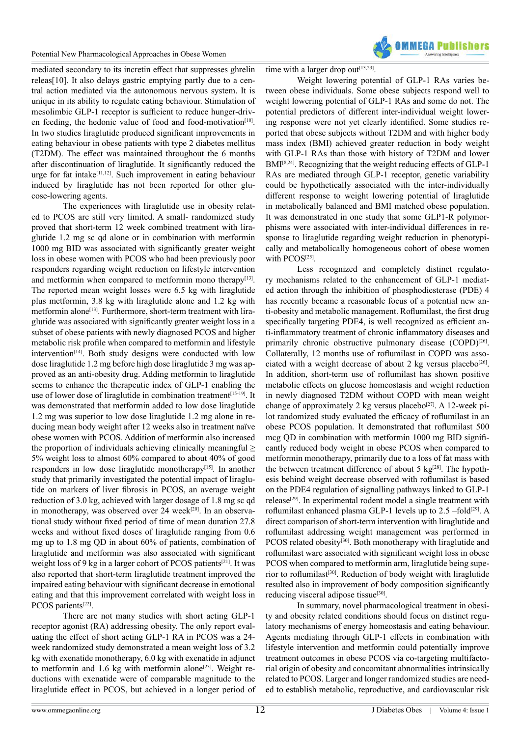mediated secondary to its incretin effect that suppresses ghrelin releas[10]. It also delays gastric emptying partly due to a central action mediated via the autonomous nervous system. It is unique in its ability to regulate eating behaviour. Stimulation of mesolimbic GLP-1 receptor is sufficient to reduce hunger-driven feeding, the hedonic value of food and food-motivation[10]. In two studies liraglutide produced significant improvements in eating behaviour in obese patients with type 2 diabetes mellitus (T2DM). The effect was maintained throughout the 6 months after discontinuation of liraglutide. It significantly reduced the urge for fat intake[11,12]. Such improvement in eating behaviour induced by liraglutide has not been reported for other glucose-lowering agents.

The experiences with liraglutide use in obesity related to PCOS are still very limited. A small- randomized study proved that short-term 12 week combined treatment with liraglutide 1.2 mg sc qd alone or in combination with metformin 1000 mg BID was associated with significantly greater weight loss in obese women with PCOS who had been previously poor responders regarding weight reduction on lifestyle intervention and metformin when compared to metformin mono therapy[13]. The reported mean weight losses were 6.5 kg with liraglutide plus metformin, 3.8 kg with liraglutide alone and 1.2 kg with metformin alone[13]. Furthermore, short-term treatment with liraglutide was associated with significantly greater weight loss in a subset of obese patients with newly diagnosed PCOS and higher metabolic risk profile when compared to metformin and lifestyle intervention[14]. Both study designs were conducted with low dose liraglutide 1.2 mg before high dose liraglutide 3 mg was approved as an anti-obesity drug. Adding metformin to liraglutide seems to enhance the therapeutic index of GLP-1 enabling the use of lower dose of liraglutide in combination treatment[15-19]. It was demonstrated that metformin added to low dose liraglutide 1.2 mg was superior to low dose liraglutide 1.2 mg alone in reducing mean body weight after 12 weeks also in treatment naïve obese women with PCOS. Addition of metformin also increased the proportion of individuals achieving clinically meaningful ≥ 5% weight loss to almost 60% compared to about 40% of good responders in low dose liraglutide monotherapy[15]. In another study that primarily investigated the potential impact of liraglutide on markers of liver fibrosis in PCOS, an average weight reduction of 3.0 kg, achieved with larger dosage of 1.8 mg sc qd in monotherapy, was observed over 24 week[20]. In an observational study without fixed period of time of mean duration 27.8 weeks and without fixed doses of liraglutide ranging from 0.6 mg up to 1.8 mg QD in about 60% of patients, combination of liraglutide and metformin was also associated with significant weight loss of 9 kg in a larger cohort of PCOS patients[21]. It was also reported that short-term liraglutide treatment improved the impaired eating behaviour with significant decrease in emotional eating and that this improvement correlated with weight loss in PCOS patients[22].

There are not many studies with short acting GLP-1 receptor agonist (RA) addressing obesity. The only report evaluating the effect of short acting GLP-1 RA in PCOS was a 24-week randomized study demonstrated a mean weight loss of 3.2 kg with exenatide monotherapy, 6.0 kg with exenatide in adjunct to metformin and 1.6 kg with metformin alone[23]. Weight reductions with exenatide were of comparable magnitude to the liraglutide effect in PCOS, but achieved in a longer period of time with a larger drop out[13,23].

Weight lowering potential of GLP-1 RAs varies between obese individuals. Some obese subjects respond well to weight lowering potential of GLP-1 RAs and some do not. The potential predictors of different inter-individual weight lowering response were not yet clearly identified. Some studies reported that obese subjects without T2DM and with higher body mass index (BMI) achieved greater reduction in body weight with GLP-1 RAs than those with history of T2DM and lower BMI[8,24]. Recognizing that the weight reducing effects of GLP-1 RAs are mediated through GLP-1 receptor, genetic variability could be hypothetically associated with the inter-individually different response to weight lowering potential of liraglutide in metabolically balanced and BMI matched obese population. It was demonstrated in one study that some GLP1-R polymorphisms were associated with inter-individual differences in response to liraglutide regarding weight reduction in phenotypically and metabolically homogeneous cohort of obese women with PCOS[25].

Less recognized and completely distinct regulatory mechanisms related to the enhancement of GLP-1 mediated action through the inhibition of phosphodiesterase (PDE) 4 has recently became a reasonable focus of a potential new anti-obesity and metabolic management. Roflumilast, the first drug specifically targeting PDE4, is well recognized as efficient anti-inflammatory treatment of chronic inflammatory diseases and primarily chronic obstructive pulmonary disease (COPD)[26]. Collaterally, 12 months use of roflumilast in COPD was associated with a weight decrease of about 2 kg versus placebo[26]. In addition, short-term use of roflumilast has shown positive metabolic effects on glucose homeostasis and weight reduction in newly diagnosed T2DM without COPD with mean weight change of approximately 2 kg versus placebo[27]. A 12-week pilot randomized study evaluated the efficacy of roflumilast in an obese PCOS population. It demonstrated that roflumilast 500 mcg QD in combination with metformin 1000 mg BID significantly reduced body weight in obese PCOS when compared to metformin monotherapy, primarily due to a loss of fat mass with the between treatment difference of about 5 kg[28]. The hypothesis behind weight decrease observed with roflumilast is based on the PDE4 regulation of signalling pathways linked to GLP-1 release[29]. In experimental rodent model a single treatment with roflumilast enhanced plasma GLP-1 levels up to 2.5 –fold[29]. A direct comparison of short-term intervention with liraglutide and roflumilast addressing weight management was performed in PCOS related obesity[30]. Both monotherapy with liraglutide and roflumilast ware associated with significant weight loss in obese PCOS when compared to metformin arm, liraglutide being superior to roflumilast[30]. Reduction of body weight with liraglutide resulted also in improvement of body composition significantly reducing visceral adipose tissue[30].

In summary, novel pharmacological treatment in obesity and obesity related conditions should focus on distinct regulatory mechanisms of energy homeostasis and eating behaviour. Agents mediating through GLP-1 effects in combination with lifestyle intervention and metformin could potentially improve treatment outcomes in obese PCOS via co-targeting multifactorial origin of obesity and concomitant abnormalities intrinsically related to PCOS. Larger and longer randomized studies are needed to establish metabolic, reproductive, and cardiovascular risk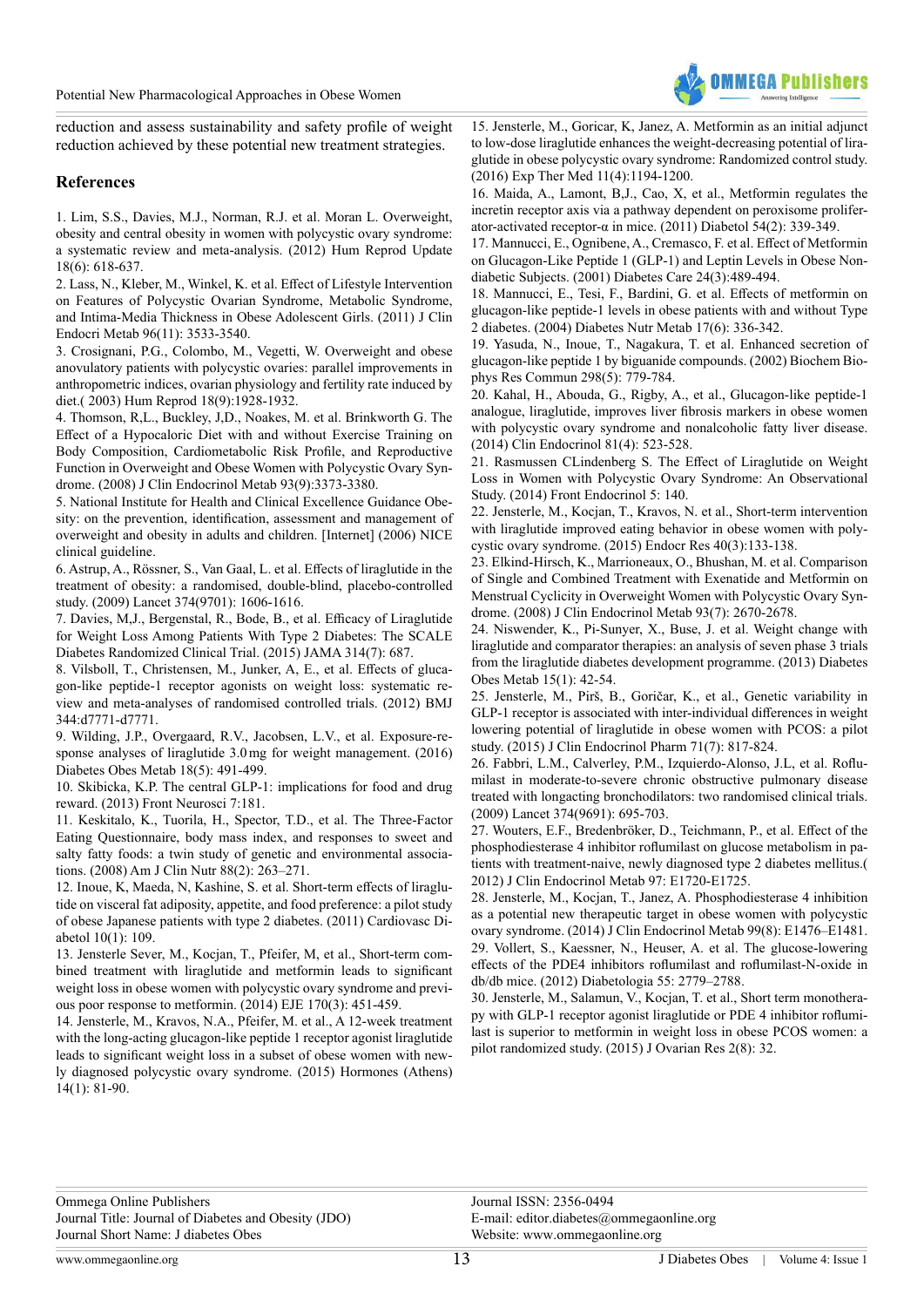reduction and assess sustainability and safety profile of weight reduction achieved by these potential new treatment strategies.

## References

1. Lim, S.S., Davies, M.J., Norman, R.J. et al. Moran L. Overweight, obesity and central obesity in women with polycystic ovary syndrome: a systematic review and meta-analysis. (2012) Hum Reprod Update 18(6): 618-637.
2. Lass, N., Kleber, M., Winkel, K. et al. Effect of Lifestyle Intervention on Features of Polycystic Ovarian Syndrome, Metabolic Syndrome, and Intima-Media Thickness in Obese Adolescent Girls. (2011) J Clin Endocri Metab 96(11): 3533-3540.
3. Crosignani, P.G., Colombo, M., Vegetti, W. Overweight and obese anovulatory patients with polycystic ovaries: parallel improvements in anthropometric indices, ovarian physiology and fertility rate induced by diet.( 2003) Hum Reprod 18(9):1928-1932.
4. Thomson, R,L., Buckley, J,D., Noakes, M. et al. Brinkworth G. The Effect of a Hypocaloric Diet with and without Exercise Training on Body Composition, Cardiometabolic Risk Profile, and Reproductive Function in Overweight and Obese Women with Polycystic Ovary Syndrome. (2008) J Clin Endocrinol Metab 93(9):3373-3380.
5. National Institute for Health and Clinical Excellence Guidance Obesity: on the prevention, identification, assessment and management of overweight and obesity in adults and children. [Internet] (2006) NICE clinical guideline.
6. Astrup, A., Rössner, S., Van Gaal, L. et al. Effects of liraglutide in the treatment of obesity: a randomised, double-blind, placebo-controlled study. (2009) Lancet 374(9701): 1606-1616.
7. Davies, M,J., Bergenstal, R., Bode, B., et al. Efficacy of Liraglutide for Weight Loss Among Patients With Type 2 Diabetes: The SCALE Diabetes Randomized Clinical Trial. (2015) JAMA 314(7): 687.
8. Vilsboll, T., Christensen, M., Junker, A, E., et al. Effects of glucagon-like peptide-1 receptor agonists on weight loss: systematic review and meta-analyses of randomised controlled trials. (2012) BMJ 344:d7771-d7771.
9. Wilding, J.P., Overgaard, R.V., Jacobsen, L.V., et al. Exposure-response analyses of liraglutide 3.0 mg for weight management. (2016) Diabetes Obes Metab 18(5): 491-499.
10. Skibicka, K.P. The central GLP-1: implications for food and drug reward. (2013) Front Neurosci 7:181.
11. Keskitalo, K., Tuorila, H., Spector, T.D., et al. The Three-Factor Eating Questionnaire, body mass index, and responses to sweet and salty fatty foods: a twin study of genetic and environmental associations. (2008) Am J Clin Nutr 88(2): 263–271.
12. Inoue, K, Maeda, N, Kashine, S. et al. Short-term effects of liraglutide on visceral fat adiposity, appetite, and food preference: a pilot study of obese Japanese patients with type 2 diabetes. (2011) Cardiovasc Diabetol 10(1): 109.
13. Jensterle Sever, M., Kocjan, T., Pfeifer, M, et al., Short-term combined treatment with liraglutide and metformin leads to significant weight loss in obese women with polycystic ovary syndrome and previous poor response to metformin. (2014) EJE 170(3): 451-459.
14. Jensterle, M., Kravos, N.A., Pfeifer, M. et al., A 12-week treatment with the long-acting glucagon-like peptide 1 receptor agonist liraglutide leads to significant weight loss in a subset of obese women with newly diagnosed polycystic ovary syndrome. (2015) Hormones (Athens) 14(1): 81-90.
15. Jensterle, M., Goricar, K, Janez, A. Metformin as an initial adjunct to low-dose liraglutide enhances the weight-decreasing potential of liraglutide in obese polycystic ovary syndrome: Randomized control study. (2016) Exp Ther Med 11(4):1194-1200.
16. Maida, A., Lamont, B,J., Cao, X, et al., Metformin regulates the incretin receptor axis via a pathway dependent on peroxisome proliferator-activated receptor-α in mice. (2011) Diabetol 54(2): 339-349.
17. Mannucci, E., Ognibene, A., Cremasco, F. et al. Effect of Metformin on Glucagon-Like Peptide 1 (GLP-1) and Leptin Levels in Obese Nondiabetic Subjects. (2001) Diabetes Care 24(3):489-494.
18. Mannucci, E., Tesi, F., Bardini, G. et al. Effects of metformin on glucagon-like peptide-1 levels in obese patients with and without Type 2 diabetes. (2004) Diabetes Nutr Metab 17(6): 336-342.
19. Yasuda, N., Inoue, T., Nagakura, T. et al. Enhanced secretion of glucagon-like peptide 1 by biguanide compounds. (2002) Biochem Biophys Res Commun 298(5): 779-784.
20. Kahal, H., Abouda, G., Rigby, A., et al., Glucagon-like peptide-1 analogue, liraglutide, improves liver fibrosis markers in obese women with polycystic ovary syndrome and nonalcoholic fatty liver disease. (2014) Clin Endocrinol 81(4): 523-528.
21. Rasmussen CLindenberg S. The Effect of Liraglutide on Weight Loss in Women with Polycystic Ovary Syndrome: An Observational Study. (2014) Front Endocrinol 5: 140.
22. Jensterle, M., Kocjan, T., Kravos, N. et al., Short-term intervention with liraglutide improved eating behavior in obese women with polycystic ovary syndrome. (2015) Endocr Res 40(3):133-138.
23. Elkind-Hirsch, K., Marrioneaux, O., Bhushan, M. et al. Comparison of Single and Combined Treatment with Exenatide and Metformin on Menstrual Cyclicity in Overweight Women with Polycystic Ovary Syndrome. (2008) J Clin Endocrinol Metab 93(7): 2670-2678.
24. Niswender, K., Pi-Sunyer, X., Buse, J. et al. Weight change with liraglutide and comparator therapies: an analysis of seven phase 3 trials from the liraglutide diabetes development programme. (2013) Diabetes Obes Metab 15(1): 42-54.
25. Jensterle, M., Pirš, B., Goričar, K., et al., Genetic variability in GLP-1 receptor is associated with inter-individual differences in weight lowering potential of liraglutide in obese women with PCOS: a pilot study. (2015) J Clin Endocrinol Pharm 71(7): 817-824.
26. Fabbri, L.M., Calverley, P.M., Izquierdo-Alonso, J.L, et al. Roflumilast in moderate-to-severe chronic obstructive pulmonary disease treated with longacting bronchodilators: two randomised clinical trials. (2009) Lancet 374(9691): 695-703.
27. Wouters, E.F., Bredenbröker, D., Teichmann, P., et al. Effect of the phosphodiesterase 4 inhibitor roflumilast on glucose metabolism in patients with treatment-naive, newly diagnosed type 2 diabetes mellitus.( 2012) J Clin Endocrinol Metab 97: E1720-E1725.
28. Jensterle, M., Kocjan, T., Janez, A. Phosphodiesterase 4 inhibition as a potential new therapeutic target in obese women with polycystic ovary syndrome. (2014) J Clin Endocrinol Metab 99(8): E1476–E1481.
29. Vollert, S., Kaessner, N., Heuser, A. et al. The glucose-lowering effects of the PDE4 inhibitors roflumilast and roflumilast-N-oxide in db/db mice. (2012) Diabetologia 55: 2779–2788.
30. Jensterle, M., Salamun, V., Kocjan, T. et al., Short term monotherapy with GLP-1 receptor agonist liraglutide or PDE 4 inhibitor roflumilast is superior to metformin in weight loss in obese PCOS women: a pilot randomized study. (2015) J Ovarian Res 2(8): 32.

Ommega Online Publishers
Journal Title: Journal of Diabetes and Obesity (JDO)
Journal Short Name: J diabetes Obes

Journal ISSN: 2356-0494
E-mail: editor.diabetes@ommegaonline.org
Website: www.ommegaonline.org